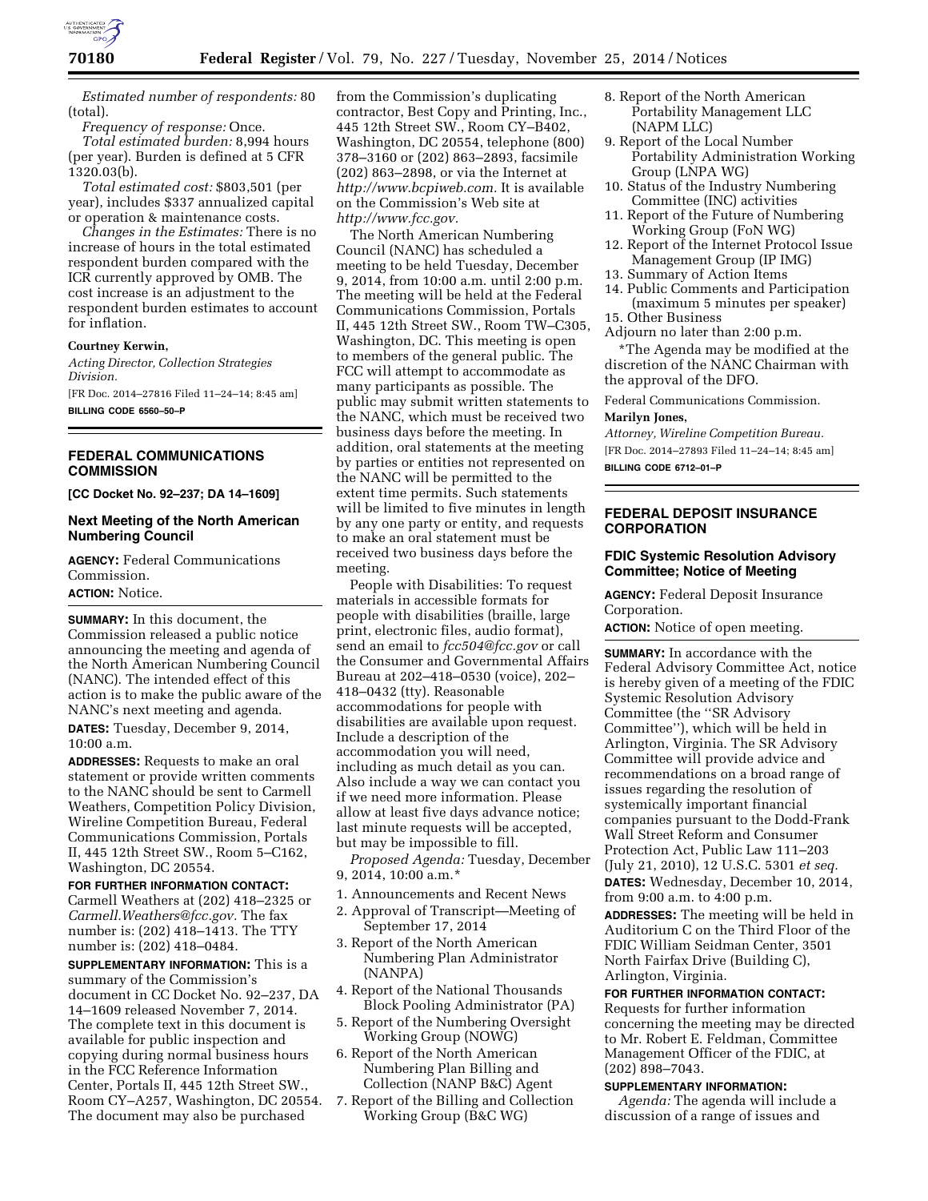*Estimated number of respondents:* 80 (total).

*Frequency of response:* Once.

*Total estimated burden:* 8,994 hours (per year). Burden is defined at 5 CFR 1320.03(b).

*Total estimated cost:* $803,501 (per year), includes $337 annualized capital or operation & maintenance costs.

*Changes in the Estimates:* There is no increase of hours in the total estimated respondent burden compared with the ICR currently approved by OMB. The cost increase is an adjustment to the respondent burden estimates to account for inflation.

**Courtney Kerwin,**

*Acting Director, Collection Strategies Division.*

[FR Doc. 2014–27816 Filed 11–24–14; 8:45 am]

**BILLING CODE 6560–50–P**

## FEDERAL COMMUNICATIONS COMMISSION

**[CC Docket No. 92–237; DA 14–1609]**

### Next Meeting of the North American Numbering Council

**AGENCY:** Federal Communications Commission.

**ACTION:** Notice.

**SUMMARY:** In this document, the Commission released a public notice announcing the meeting and agenda of the North American Numbering Council (NANC). The intended effect of this action is to make the public aware of the NANC's next meeting and agenda.

**DATES:** Tuesday, December 9, 2014, 10:00 a.m.

**ADDRESSES:** Requests to make an oral statement or provide written comments to the NANC should be sent to Carmell Weathers, Competition Policy Division, Wireline Competition Bureau, Federal Communications Commission, Portals II, 445 12th Street SW., Room 5–C162, Washington, DC 20554.

**FOR FURTHER INFORMATION CONTACT:** Carmell Weathers at (202) 418–2325 or *Carmell.Weathers@fcc.gov.* The fax number is: (202) 418–1413. The TTY number is: (202) 418–0484.

**SUPPLEMENTARY INFORMATION:** This is a summary of the Commission's document in CC Docket No. 92–237, DA 14–1609 released November 7, 2014. The complete text in this document is available for public inspection and copying during normal business hours in the FCC Reference Information Center, Portals II, 445 12th Street SW., Room CY–A257, Washington, DC 20554. The document may also be purchased from the Commission's duplicating contractor, Best Copy and Printing, Inc., 445 12th Street SW., Room CY–B402, Washington, DC 20554, telephone (800) 378–3160 or (202) 863–2893, facsimile (202) 863–2898, or via the Internet at *http://www.bcpiweb.com.* It is available on the Commission's Web site at *http://www.fcc.gov.*

The North American Numbering Council (NANC) has scheduled a meeting to be held Tuesday, December 9, 2014, from 10:00 a.m. until 2:00 p.m. The meeting will be held at the Federal Communications Commission, Portals II, 445 12th Street SW., Room TW–C305, Washington, DC. This meeting is open to members of the general public. The FCC will attempt to accommodate as many participants as possible. The public may submit written statements to the NANC, which must be received two business days before the meeting. In addition, oral statements at the meeting by parties or entities not represented on the NANC will be permitted to the extent time permits. Such statements will be limited to five minutes in length by any one party or entity, and requests to make an oral statement must be received two business days before the meeting.

People with Disabilities: To request materials in accessible formats for people with disabilities (braille, large print, electronic files, audio format), send an email to *fcc504@fcc.gov* or call the Consumer and Governmental Affairs Bureau at 202–418–0530 (voice), 202–418–0432 (tty). Reasonable accommodations for people with disabilities are available upon request. Include a description of the accommodation you will need, including as much detail as you can. Also include a way we can contact you if we need more information. Please allow at least five days advance notice; last minute requests will be accepted, but may be impossible to fill.

*Proposed Agenda:* Tuesday, December 9, 2014, 10:00 a.m.*

1. Announcements and Recent News
2. Approval of Transcript—Meeting of September 17, 2014
3. Report of the North American Numbering Plan Administrator (NANPA)
4. Report of the National Thousands Block Pooling Administrator (PA)
5. Report of the Numbering Oversight Working Group (NOWG)
6. Report of the North American Numbering Plan Billing and Collection (NANP B&C) Agent
7. Report of the Billing and Collection Working Group (B&C WG)
8. Report of the North American Portability Management LLC (NAPM LLC)
9. Report of the Local Number Portability Administration Working Group (LNPA WG)
10. Status of the Industry Numbering Committee (INC) activities
11. Report of the Future of Numbering Working Group (FoN WG)
12. Report of the Internet Protocol Issue Management Group (IP IMG)
13. Summary of Action Items
14. Public Comments and Participation (maximum 5 minutes per speaker)
15. Other Business

Adjourn no later than 2:00 p.m.

*The Agenda may be modified at the discretion of the NANC Chairman with the approval of the DFO.

Federal Communications Commission.

**Marilyn Jones,**

*Attorney, Wireline Competition Bureau.*

[FR Doc. 2014–27893 Filed 11–24–14; 8:45 am]

**BILLING CODE 6712–01–P**

## FEDERAL DEPOSIT INSURANCE CORPORATION

### FDIC Systemic Resolution Advisory Committee; Notice of Meeting

**AGENCY:** Federal Deposit Insurance Corporation.

**ACTION:** Notice of open meeting.

**SUMMARY:** In accordance with the Federal Advisory Committee Act, notice is hereby given of a meeting of the FDIC Systemic Resolution Advisory Committee (the "SR Advisory Committee"), which will be held in Arlington, Virginia. The SR Advisory Committee will provide advice and recommendations on a broad range of issues regarding the resolution of systemically important financial companies pursuant to the Dodd-Frank Wall Street Reform and Consumer Protection Act, Public Law 111–203 (July 21, 2010), 12 U.S.C. 5301 *et seq.*

**DATES:** Wednesday, December 10, 2014, from 9:00 a.m. to 4:00 p.m.

**ADDRESSES:** The meeting will be held in Auditorium C on the Third Floor of the FDIC William Seidman Center, 3501 North Fairfax Drive (Building C), Arlington, Virginia.

**FOR FURTHER INFORMATION CONTACT:** Requests for further information concerning the meeting may be directed to Mr. Robert E. Feldman, Committee Management Officer of the FDIC, at (202) 898–7043.

**SUPPLEMENTARY INFORMATION:**

*Agenda:* The agenda will include a discussion of a range of issues and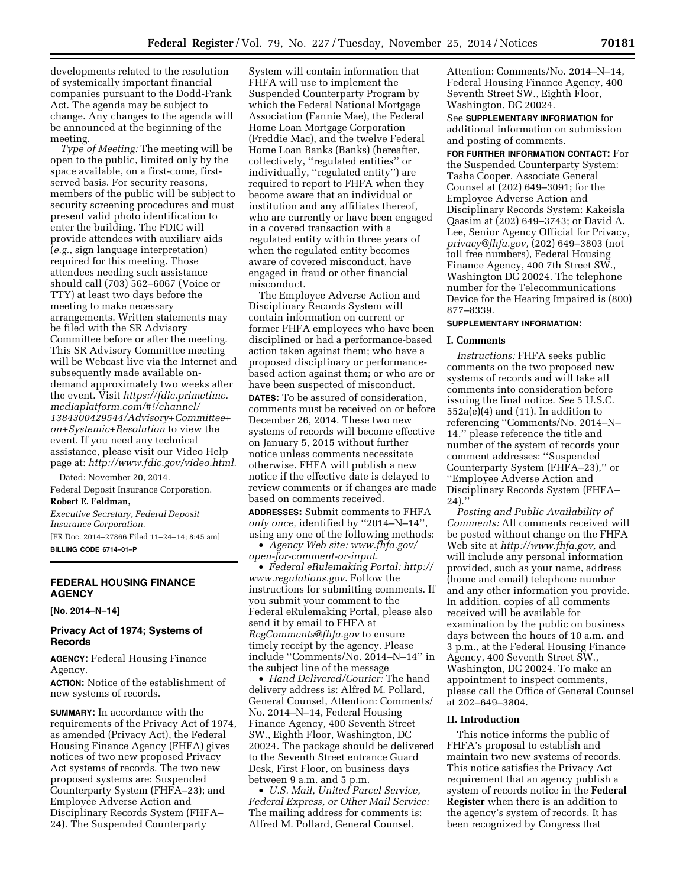developments related to the resolution of systemically important financial companies pursuant to the Dodd-Frank Act. The agenda may be subject to change. Any changes to the agenda will be announced at the beginning of the meeting.

*Type of Meeting:* The meeting will be open to the public, limited only by the space available, on a first-come, first-served basis. For security reasons, members of the public will be subject to security screening procedures and must present valid photo identification to enter the building. The FDIC will provide attendees with auxiliary aids (*e.g.,* sign language interpretation) required for this meeting. Those attendees needing such assistance should call (703) 562–6067 (Voice or TTY) at least two days before the meeting to make necessary arrangements. Written statements may be filed with the SR Advisory Committee before or after the meeting. This SR Advisory Committee meeting will be Webcast live via the Internet and subsequently made available on-demand approximately two weeks after the event. Visit *https://fdic.primetime.mediaplatform.com/#!/channel/1384300429544/Advisory+Committee+on+Systemic+Resolution* to view the event. If you need any technical assistance, please visit our Video Help page at: *http://www.fdic.gov/video.html.*

Dated: November 20, 2014.

Federal Deposit Insurance Corporation.

**Robert E. Feldman,**

*Executive Secretary, Federal Deposit Insurance Corporation.*

[FR Doc. 2014–27866 Filed 11–24–14; 8:45 am]

**BILLING CODE 6714–01–P**

## FEDERAL HOUSING FINANCE AGENCY

**[No. 2014–N–14]**

### Privacy Act of 1974; Systems of Records

**AGENCY:** Federal Housing Finance Agency.

**ACTION:** Notice of the establishment of new systems of records.

**SUMMARY:** In accordance with the requirements of the Privacy Act of 1974, as amended (Privacy Act), the Federal Housing Finance Agency (FHFA) gives notices of two new proposed Privacy Act systems of records. The two new proposed systems are: Suspended Counterparty System (FHFA–23); and Employee Adverse Action and Disciplinary Records System (FHFA–24). The Suspended Counterparty System will contain information that FHFA will use to implement the Suspended Counterparty Program by which the Federal National Mortgage Association (Fannie Mae), the Federal Home Loan Mortgage Corporation (Freddie Mac), and the twelve Federal Home Loan Banks (Banks) (hereafter, collectively, ''regulated entities'' or individually, ''regulated entity'') are required to report to FHFA when they become aware that an individual or institution and any affiliates thereof, who are currently or have been engaged in a covered transaction with a regulated entity within three years of when the regulated entity becomes aware of covered misconduct, have engaged in fraud or other financial misconduct.

The Employee Adverse Action and Disciplinary Records System will contain information on current or former FHFA employees who have been disciplined or had a performance-based action taken against them; who have a proposed disciplinary or performance-based action against them; or who are or have been suspected of misconduct.

**DATES:** To be assured of consideration, comments must be received on or before December 26, 2014. These two new systems of records will become effective on January 5, 2015 without further notice unless comments necessitate otherwise. FHFA will publish a new notice if the effective date is delayed to review comments or if changes are made based on comments received.

**ADDRESSES:** Submit comments to FHFA *only once,* identified by ''2014–N–14'', using any one of the following methods:

- *Agency Web site: www.fhfa.gov/open-for-comment-or-input*.
- *Federal eRulemaking Portal: http://www.regulations.gov*. Follow the instructions for submitting comments. If you submit your comment to the Federal eRulemaking Portal, please also send it by email to FHFA at *RegComments@fhfa.gov* to ensure timely receipt by the agency. Please include ''Comments/No. 2014–N–14'' in the subject line of the message
- *Hand Delivered/Courier:* The hand delivery address is: Alfred M. Pollard, General Counsel, Attention: Comments/No. 2014–N–14, Federal Housing Finance Agency, 400 Seventh Street SW., Eighth Floor, Washington, DC 20024. The package should be delivered to the Seventh Street entrance Guard Desk, First Floor, on business days between 9 a.m. and 5 p.m.
- *U.S. Mail, United Parcel Service, Federal Express, or Other Mail Service:* The mailing address for comments is: Alfred M. Pollard, General Counsel, Attention: Comments/No. 2014–N–14, Federal Housing Finance Agency, 400 Seventh Street SW., Eighth Floor, Washington, DC 20024.

See **SUPPLEMENTARY INFORMATION** for additional information on submission and posting of comments.

**FOR FURTHER INFORMATION CONTACT:** For the Suspended Counterparty System: Tasha Cooper, Associate General Counsel at (202) 649–3091; for the Employee Adverse Action and Disciplinary Records System: Kakeisla Qaasim at (202) 649–3743; or David A. Lee, Senior Agency Official for Privacy, *privacy@fhfa.gov,* (202) 649–3803 (not toll free numbers), Federal Housing Finance Agency, 400 7th Street SW., Washington DC 20024. The telephone number for the Telecommunications Device for the Hearing Impaired is (800) 877–8339.

**SUPPLEMENTARY INFORMATION:**

#### I. Comments

*Instructions:* FHFA seeks public comments on the two proposed new systems of records and will take all comments into consideration before issuing the final notice. *See* 5 U.S.C. 552a(e)(4) and (11). In addition to referencing ''Comments/No. 2014–N–14,'' please reference the title and number of the system of records your comment addresses: ''Suspended Counterparty System (FHFA–23),'' or ''Employee Adverse Action and Disciplinary Records System (FHFA–24).''

*Posting and Public Availability of Comments:* All comments received will be posted without change on the FHFA Web site at *http://www.fhfa.gov,* and will include any personal information provided, such as your name, address (home and email) telephone number and any other information you provide. In addition, copies of all comments received will be available for examination by the public on business days between the hours of 10 a.m. and 3 p.m., at the Federal Housing Finance Agency, 400 Seventh Street SW., Washington, DC 20024. To make an appointment to inspect comments, please call the Office of General Counsel at 202–649–3804.

#### II. Introduction

This notice informs the public of FHFA's proposal to establish and maintain two new systems of records. This notice satisfies the Privacy Act requirement that an agency publish a system of records notice in the **Federal Register** when there is an addition to the agency's system of records. It has been recognized by Congress that